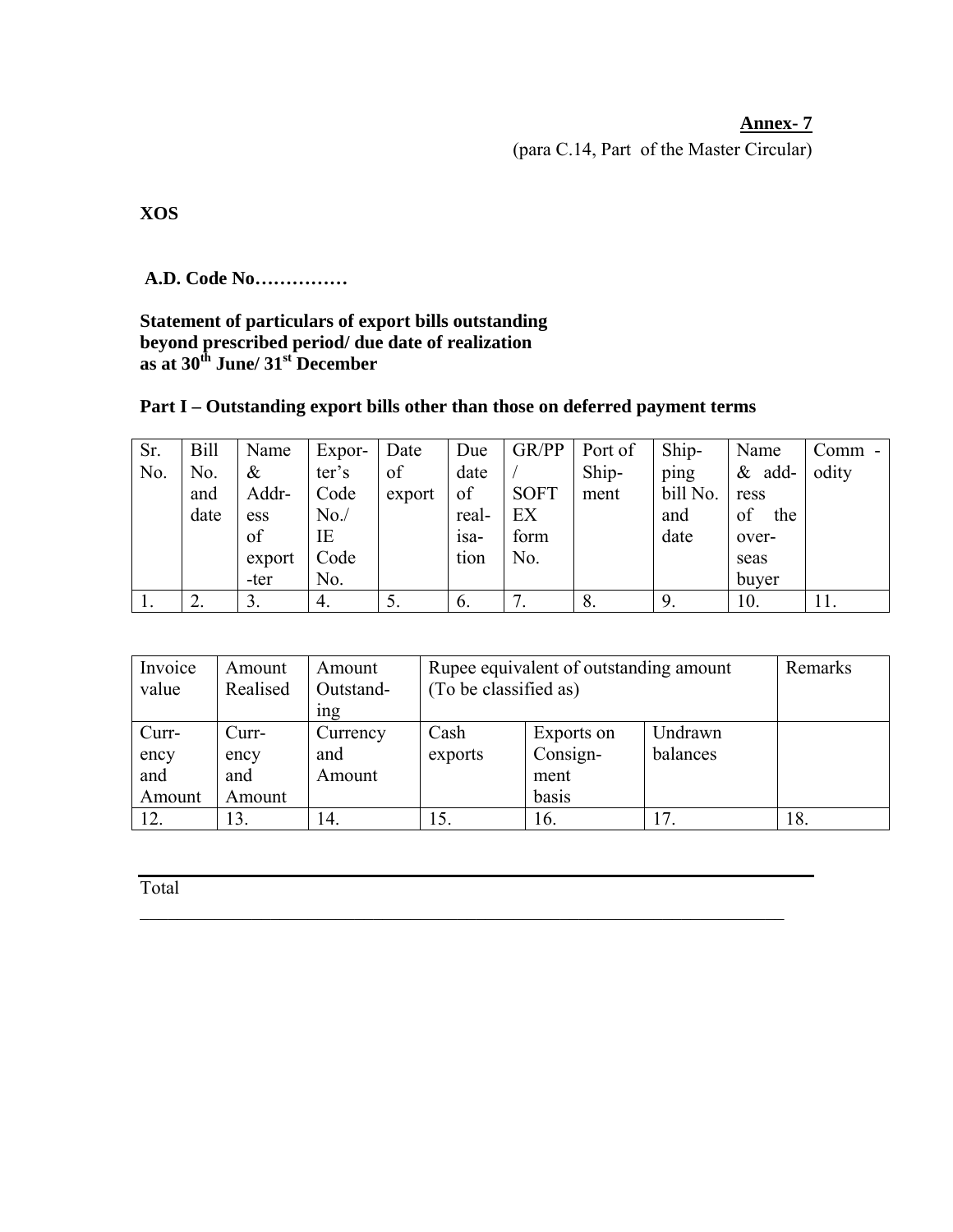**Annex- 7**
(para C.14, Part of the Master Circular)

**XOS**

**A.D. Code No……………**

**Statement of particulars of export bills outstanding beyond prescribed period/ due date of realization as at 30th June/ 31st December**

**Part I – Outstanding export bills other than those on deferred payment terms**

| Sr. No. | Bill No. and date | Name & Address of exporter | Exporter's Code No./ IE Code No. | Date of export | Due date of realisation | GR/PP / SOFTEX form No. | Port of Shipment | Shipping bill No. and date | Name & address of the overseas buyer | Commodity |
|---|---|---|---|---|---|---|---|---|---|---|
| 1. | 2. | 3. | 4. | 5. | 6. | 7. | 8. | 9. | 10. | 11. |

| Invoice value | Amount Realised | Amount Outstanding | Rupee equivalent of outstanding amount (To be classified as) | | | Remarks |
|---|---|---|---|---|---|---|
| Currency and Amount | Currency and Amount | Currency and Amount | Cash exports | Exports on Consignment basis | Undrawn balances | |
| 12. | 13. | 14. | 15. | 16. | 17. | 18. |

Total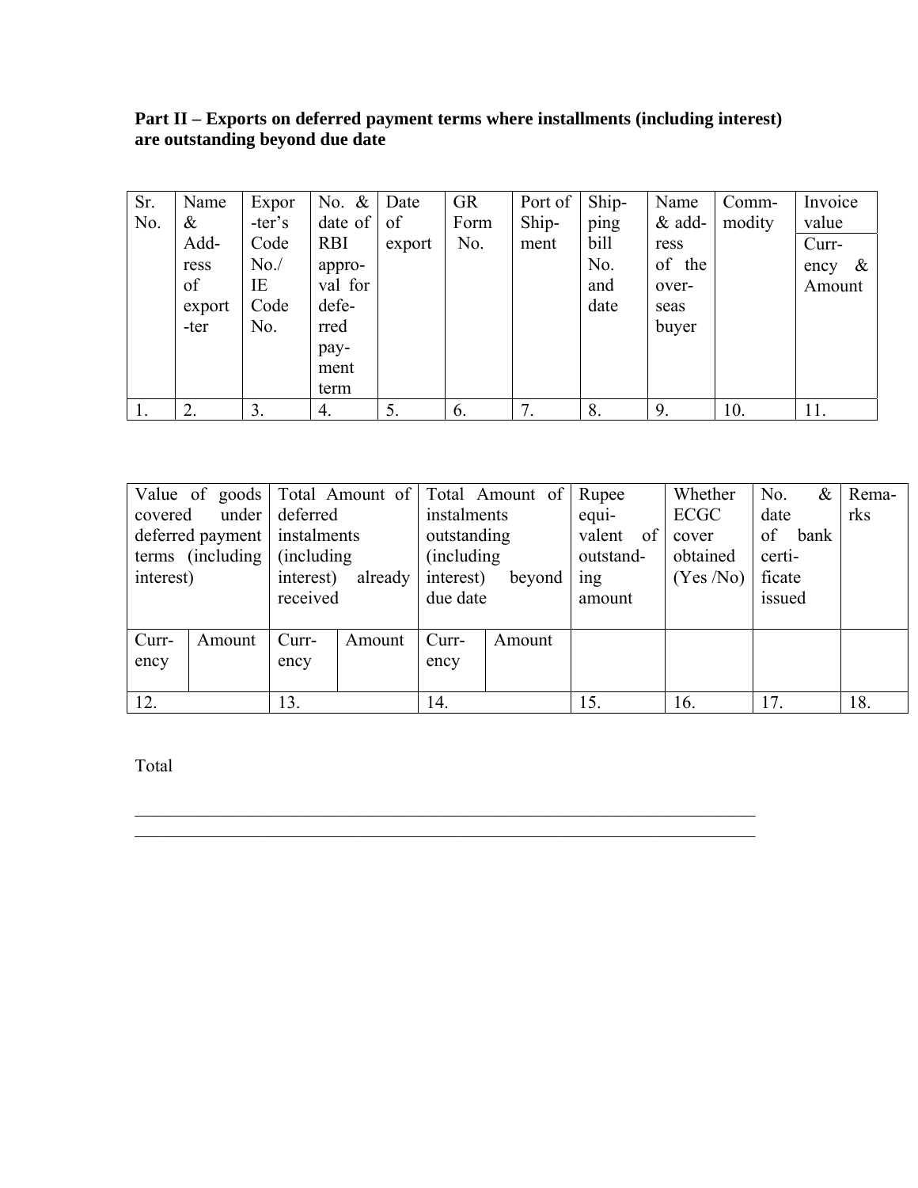**Part II – Exports on deferred payment terms where installments (including interest) are outstanding beyond due date**

| Sr. No. | Name & Address of exporter | Exporter's Code No./ IE Code No. | No. & date of RBI approval for deferred payment term | Date of export | GR Form No. | Port of Shipment | Shipping bill No. and date | Name & address of the overseas buyer | Commodity | Invoice value |
|---|---|---|---|---|---|---|---|---|---|---|
| | | | | | | | | | | Currency & Amount |
| 1. | 2. | 3. | 4. | 5. | 6. | 7. | 8. | 9. | 10. | 11. |

| Value of goods covered under deferred payment terms (including interest) | | Total Amount of deferred instalments (including interest) already received | | Total Amount of instalments outstanding (including interest) beyond due date | | Rupee equivalent of outstanding amount | Whether ECGC cover obtained (Yes /No) | No. & date of bank certificate issued | Remarks |
|---|---|---|---|---|---|---|---|---|---|
| Currency | Amount | Currency | Amount | Currency | Amount | | | | |
| 12. | | 13. | | 14. | | 15. | 16. | 17. | 18. |

Total

---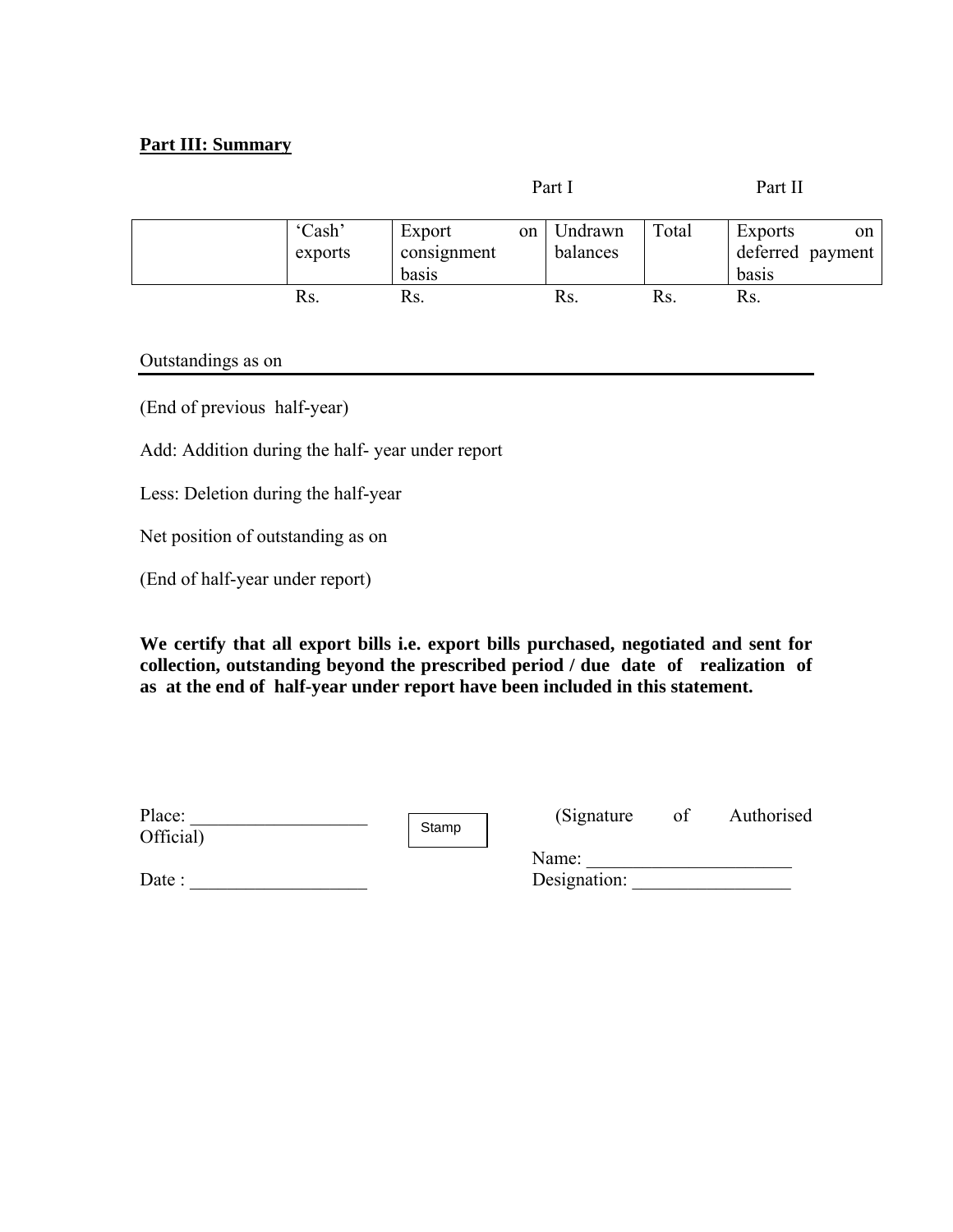**Part III: Summary**

| | Part I | | | | Part II |
|---|---|---|---|---|---|
| | 'Cash' exports | Export on consignment basis | Undrawn balances | Total | Exports on deferred payment basis |
| | Rs. | Rs. | Rs. | Rs. | Rs. |

Outstandings as on

(End of previous half-year)

Add: Addition during the half- year under report

Less: Deletion during the half-year

Net position of outstanding as on

(End of half-year under report)

**We certify that all export bills i.e. export bills purchased, negotiated and sent for collection, outstanding beyond the prescribed period / due date of realization of as at the end of half-year under report have been included in this statement.**

Place: ___________________

Stamp

(Signature of Authorised Official)

Name: ______________________

Date : ___________________

Designation: _________________